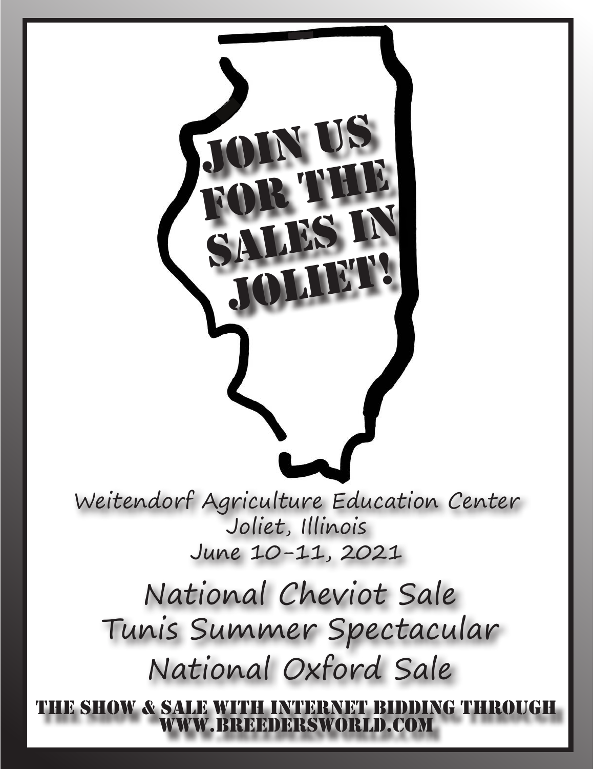# JOIN US FOR THE SALES IN JOLIET!

Weitendorf Agriculture Education Center
Joliet, Illinois
June 10-11, 2021

## National Cheviot Sale
## Tunis Summer Spectacular
## National Oxford Sale

**THE SHOW & SALE WITH INTERNET BIDDING THROUGH WWW.BREEDERSWORLD.COM**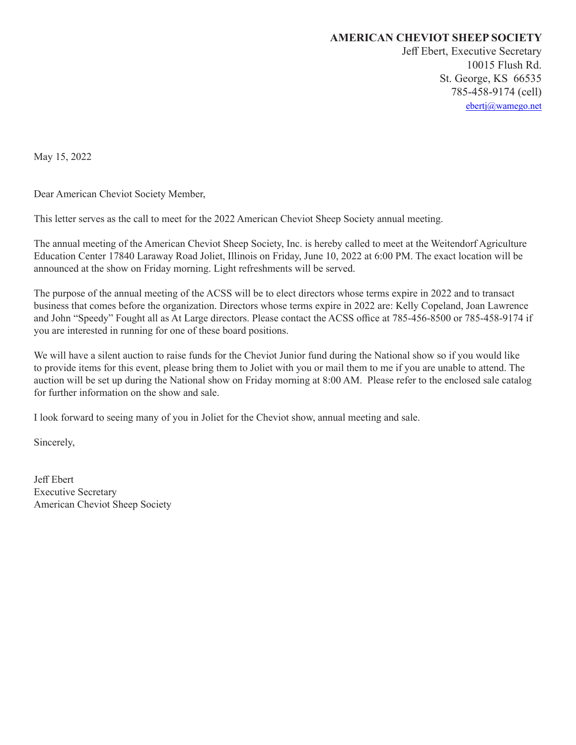**AMERICAN CHEVIOT SHEEP SOCIETY**
Jeff Ebert, Executive Secretary
10015 Flush Rd.
St. George, KS 66535
785-458-9174 (cell)
ebertj@wamego.net

May 15, 2022

Dear American Cheviot Society Member,

This letter serves as the call to meet for the 2022 American Cheviot Sheep Society annual meeting.

The annual meeting of the American Cheviot Sheep Society, Inc. is hereby called to meet at the Weitendorf Agriculture Education Center 17840 Laraway Road Joliet, Illinois on Friday, June 10, 2022 at 6:00 PM. The exact location will be announced at the show on Friday morning. Light refreshments will be served.

The purpose of the annual meeting of the ACSS will be to elect directors whose terms expire in 2022 and to transact business that comes before the organization. Directors whose terms expire in 2022 are: Kelly Copeland, Joan Lawrence and John "Speedy" Fought all as At Large directors. Please contact the ACSS office at 785-456-8500 or 785-458-9174 if you are interested in running for one of these board positions.

We will have a silent auction to raise funds for the Cheviot Junior fund during the National show so if you would like to provide items for this event, please bring them to Joliet with you or mail them to me if you are unable to attend. The auction will be set up during the National show on Friday morning at 8:00 AM. Please refer to the enclosed sale catalog for further information on the show and sale.

I look forward to seeing many of you in Joliet for the Cheviot show, annual meeting and sale.

Sincerely,

Jeff Ebert
Executive Secretary
American Cheviot Sheep Society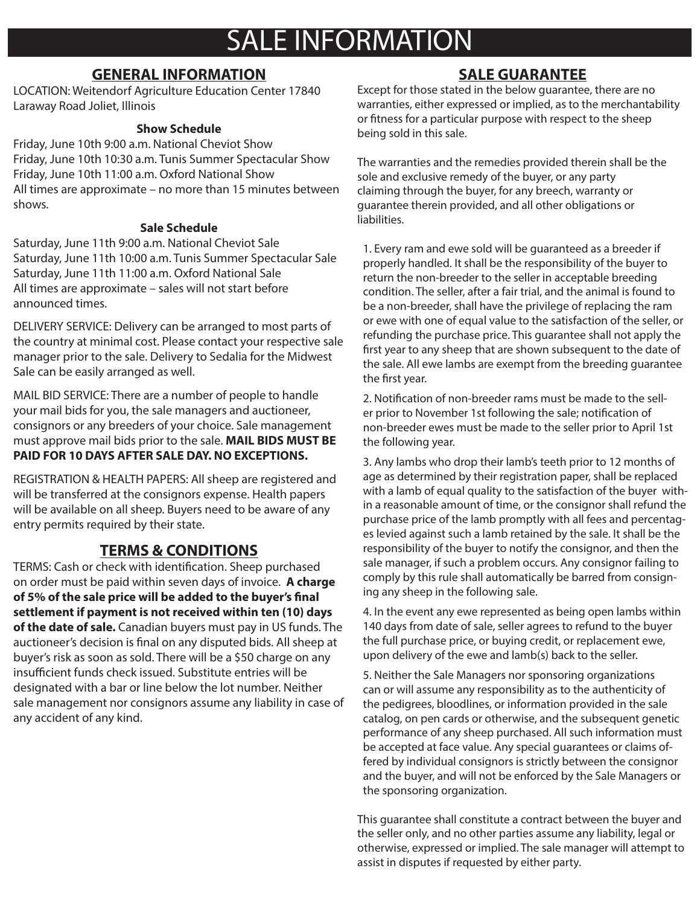# SALE INFORMATION

## GENERAL INFORMATION

LOCATION: Weitendorf Agriculture Education Center 17840 Laraway Road Joliet, Illinois

### Show Schedule

Friday, June 10th 9:00 a.m. National Cheviot Show
Friday, June 10th 10:30 a.m. Tunis Summer Spectacular Show
Friday, June 10th 11:00 a.m. Oxford National Show
All times are approximate – no more than 15 minutes between shows.

### Sale Schedule

Saturday, June 11th 9:00 a.m. National Cheviot Sale
Saturday, June 11th 10:00 a.m. Tunis Summer Spectacular Sale
Saturday, June 11th 11:00 a.m. Oxford National Sale
All times are approximate – sales will not start before announced times.

DELIVERY SERVICE: Delivery can be arranged to most parts of the country at minimal cost. Please contact your respective sale manager prior to the sale. Delivery to Sedalia for the Midwest Sale can be easily arranged as well.

MAIL BID SERVICE: There are a number of people to handle your mail bids for you, the sale managers and auctioneer, consignors or any breeders of your choice. Sale management must approve mail bids prior to the sale. **MAIL BIDS MUST BE PAID FOR 10 DAYS AFTER SALE DAY. NO EXCEPTIONS.**

REGISTRATION & HEALTH PAPERS: All sheep are registered and will be transferred at the consignors expense. Health papers will be available on all sheep. Buyers need to be aware of any entry permits required by their state.

## TERMS & CONDITIONS

TERMS: Cash or check with identification. Sheep purchased on order must be paid within seven days of invoice. **A charge of 5% of the sale price will be added to the buyer's final settlement if payment is not received within ten (10) days of the date of sale.** Canadian buyers must pay in US funds. The auctioneer's decision is final on any disputed bids. All sheep at buyer's risk as soon as sold. There will be a $50 charge on any insufficient funds check issued. Substitute entries will be designated with a bar or line below the lot number. Neither sale management nor consignors assume any liability in case of any accident of any kind.

## SALE GUARANTEE

Except for those stated in the below guarantee, there are no warranties, either expressed or implied, as to the merchantability or fitness for a particular purpose with respect to the sheep being sold in this sale.

The warranties and the remedies provided therein shall be the sole and exclusive remedy of the buyer, or any party claiming through the buyer, for any breech, warranty or guarantee therein provided, and all other obligations or liabilities.

1. Every ram and ewe sold will be guaranteed as a breeder if properly handled. It shall be the responsibility of the buyer to return the non-breeder to the seller in acceptable breeding condition. The seller, after a fair trial, and the animal is found to be a non-breeder, shall have the privilege of replacing the ram or ewe with one of equal value to the satisfaction of the seller, or refunding the purchase price. This guarantee shall not apply the first year to any sheep that are shown subsequent to the date of the sale. All ewe lambs are exempt from the breeding guarantee the first year.

2. Notification of non-breeder rams must be made to the seller prior to November 1st following the sale; notification of non-breeder ewes must be made to the seller prior to April 1st the following year.

3. Any lambs who drop their lamb's teeth prior to 12 months of age as determined by their registration paper, shall be replaced with a lamb of equal quality to the satisfaction of the buyer within a reasonable amount of time, or the consignor shall refund the purchase price of the lamb promptly with all fees and percentages levied against such a lamb retained by the sale. It shall be the responsibility of the buyer to notify the consignor, and then the sale manager, if such a problem occurs. Any consignor failing to comply by this rule shall automatically be barred from consigning any sheep in the following sale.

4. In the event any ewe represented as being open lambs within 140 days from date of sale, seller agrees to refund to the buyer the full purchase price, or buying credit, or replacement ewe, upon delivery of the ewe and lamb(s) back to the seller.

5. Neither the Sale Managers nor sponsoring organizations can or will assume any responsibility as to the authenticity of the pedigrees, bloodlines, or information provided in the sale catalog, on pen cards or otherwise, and the subsequent genetic performance of any sheep purchased. All such information must be accepted at face value. Any special guarantees or claims offered by individual consignors is strictly between the consignor and the buyer, and will not be enforced by the Sale Managers or the sponsoring organization.

This guarantee shall constitute a contract between the buyer and the seller only, and no other parties assume any liability, legal or otherwise, expressed or implied. The sale manager will attempt to assist in disputes if requested by either party.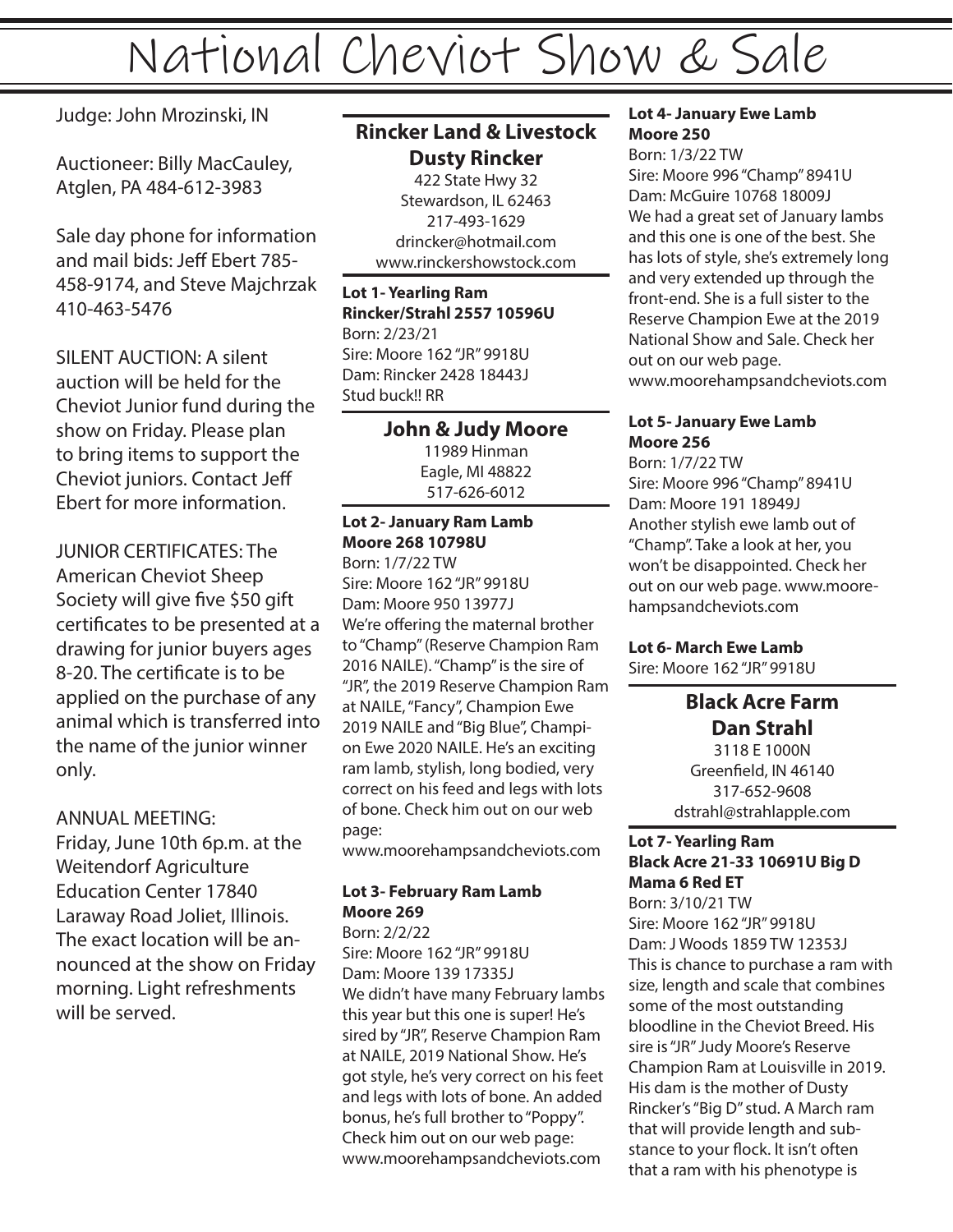# National Cheviot Show & Sale

Judge: John Mrozinski, IN

Auctioneer: Billy MacCauley, Atglen, PA 484-612-3983

Sale day phone for information and mail bids: Jeff Ebert 785-458-9174, and Steve Majchrzak 410-463-5476

SILENT AUCTION: A silent auction will be held for the Cheviot Junior fund during the show on Friday. Please plan to bring items to support the Cheviot juniors. Contact Jeff Ebert for more information.

JUNIOR CERTIFICATES: The American Cheviot Sheep Society will give five $50 gift certificates to be presented at a drawing for junior buyers ages 8-20. The certificate is to be applied on the purchase of any animal which is transferred into the name of the junior winner only.

ANNUAL MEETING:
Friday, June 10th 6p.m. at the Weitendorf Agriculture Education Center 17840 Laraway Road Joliet, Illinois. The exact location will be announced at the show on Friday morning. Light refreshments will be served.

## Rincker Land & Livestock
## Dusty Rincker

422 State Hwy 32
Stewardson, IL 62463
217-493-1629
drincker@hotmail.com
www.rinckershowstock.com

**Lot 1- Yearling Ram**
**Rincker/Strahl 2557 10596U**
Born: 2/23/21
Sire: Moore 162 "JR" 9918U
Dam: Rincker 2428 18443J
Stud buck!! RR

## John & Judy Moore

11989 Hinman
Eagle, MI 48822
517-626-6012

**Lot 2- January Ram Lamb**
**Moore 268 10798U**
Born: 1/7/22 TW
Sire: Moore 162 "JR" 9918U
Dam: Moore 950 13977J
We're offering the maternal brother to "Champ" (Reserve Champion Ram 2016 NAILE). "Champ" is the sire of "JR", the 2019 Reserve Champion Ram at NAILE, "Fancy", Champion Ewe 2019 NAILE and "Big Blue", Champion Ewe 2020 NAILE. He's an exciting ram lamb, stylish, long bodied, very correct on his feed and legs with lots of bone. Check him out on our web page:
www.moorehampsandcheviots.com

**Lot 3- February Ram Lamb**
**Moore 269**
Born: 2/2/22
Sire: Moore 162 "JR" 9918U
Dam: Moore 139 17335J
We didn't have many February lambs this year but this one is super! He's sired by "JR", Reserve Champion Ram at NAILE, 2019 National Show. He's got style, he's very correct on his feet and legs with lots of bone. An added bonus, he's full brother to "Poppy". Check him out on our web page:
www.moorehampsandcheviots.com

**Lot 4- January Ewe Lamb**
**Moore 250**
Born: 1/3/22 TW
Sire: Moore 996 "Champ" 8941U
Dam: McGuire 10768 18009J
We had a great set of January lambs and this one is one of the best. She has lots of style, she's extremely long and very extended up through the front-end. She is a full sister to the Reserve Champion Ewe at the 2019 National Show and Sale. Check her out on our web page.
www.moorehampsandcheviots.com

**Lot 5- January Ewe Lamb**
**Moore 256**
Born: 1/7/22 TW
Sire: Moore 996 "Champ" 8941U
Dam: Moore 191 18949J
Another stylish ewe lamb out of "Champ". Take a look at her, you won't be disappointed. Check her out on our web page. www.moorehampsandcheviots.com

**Lot 6- March Ewe Lamb**
Sire: Moore 162 "JR" 9918U

## Black Acre Farm
## Dan Strahl

3118 E 1000N
Greenfield, IN 46140
317-652-9608
dstrahl@strahlapple.com

**Lot 7- Yearling Ram**
**Black Acre 21-33 10691U Big D Mama 6 Red ET**
Born: 3/10/21 TW
Sire: Moore 162 "JR" 9918U
Dam: J Woods 1859 TW 12353J
This is chance to purchase a ram with size, length and scale that combines some of the most outstanding bloodline in the Cheviot Breed. His sire is "JR" Judy Moore's Reserve Champion Ram at Louisville in 2019. His dam is the mother of Dusty Rincker's "Big D" stud. A March ram that will provide length and substance to your flock. It isn't often that a ram with his phenotype is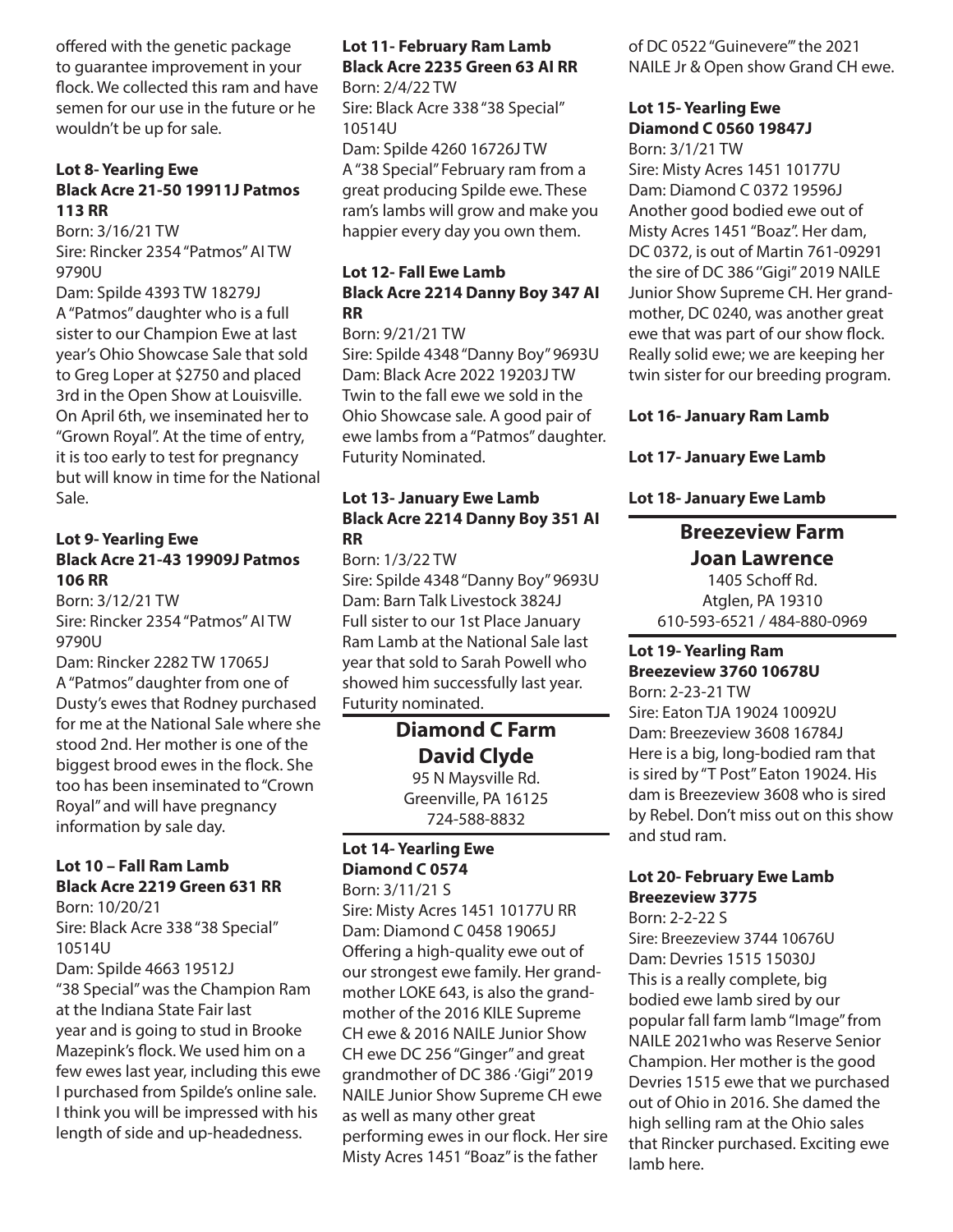offered with the genetic package to guarantee improvement in your flock. We collected this ram and have semen for our use in the future or he wouldn't be up for sale.

**Lot 8- Yearling Ewe**
**Black Acre 21-50 19911J Patmos 113 RR**

Born: 3/16/21 TW
Sire: Rincker 2354 "Patmos" AI TW 9790U
Dam: Spilde 4393 TW 18279J
A "Patmos" daughter who is a full sister to our Champion Ewe at last year's Ohio Showcase Sale that sold to Greg Loper at $2750 and placed 3rd in the Open Show at Louisville. On April 6th, we inseminated her to "Grown Royal". At the time of entry, it is too early to test for pregnancy but will know in time for the National Sale.

**Lot 9- Yearling Ewe**
**Black Acre 21-43 19909J Patmos 106 RR**

Born: 3/12/21 TW
Sire: Rincker 2354 "Patmos" AI TW 9790U
Dam: Rincker 2282 TW 17065J
A "Patmos" daughter from one of Dusty's ewes that Rodney purchased for me at the National Sale where she stood 2nd. Her mother is one of the biggest brood ewes in the flock. She too has been inseminated to "Crown Royal" and will have pregnancy information by sale day.

**Lot 10 – Fall Ram Lamb**
**Black Acre 2219 Green 631 RR**

Born: 10/20/21
Sire: Black Acre 338 "38 Special" 10514U
Dam: Spilde 4663 19512J
"38 Special" was the Champion Ram at the Indiana State Fair last year and is going to stud in Brooke Mazepink's flock. We used him on a few ewes last year, including this ewe I purchased from Spilde's online sale. I think you will be impressed with his length of side and up-headedness.

**Lot 11- February Ram Lamb**
**Black Acre 2235 Green 63 AI RR**

Born: 2/4/22 TW
Sire: Black Acre 338 "38 Special" 10514U
Dam: Spilde 4260 16726J TW
A "38 Special" February ram from a great producing Spilde ewe. These ram's lambs will grow and make you happier every day you own them.

**Lot 12- Fall Ewe Lamb**
**Black Acre 2214 Danny Boy 347 AI RR**

Born: 9/21/21 TW
Sire: Spilde 4348 "Danny Boy" 9693U
Dam: Black Acre 2022 19203J TW
Twin to the fall ewe we sold in the Ohio Showcase sale. A good pair of ewe lambs from a "Patmos" daughter. Futurity Nominated.

**Lot 13- January Ewe Lamb**
**Black Acre 2214 Danny Boy 351 AI RR**

Born: 1/3/22 TW
Sire: Spilde 4348 "Danny Boy" 9693U
Dam: Barn Talk Livestock 3824J
Full sister to our 1st Place January Ram Lamb at the National Sale last year that sold to Sarah Powell who showed him successfully last year. Futurity nominated.

## Diamond C Farm
## David Clyde

95 N Maysville Rd.
Greenville, PA 16125
724-588-8832

**Lot 14- Yearling Ewe**
**Diamond C 0574**

Born: 3/11/21 S
Sire: Misty Acres 1451 10177U RR
Dam: Diamond C 0458 19065J
Offering a high-quality ewe out of our strongest ewe family. Her grandmother LOKE 643, is also the grandmother of the 2016 KILE Supreme CH ewe & 2016 NAILE Junior Show CH ewe DC 256 "Ginger" and great grandmother of DC 386 ·'Gigi" 2019 NAILE Junior Show Supreme CH ewe as well as many other great performing ewes in our flock. Her sire Misty Acres 1451 "Boaz" is the father of DC 0522 "Guinevere'" the 2021 NAILE Jr & Open show Grand CH ewe.

**Lot 15- Yearling Ewe**
**Diamond C 0560 19847J**

Born: 3/1/21 TW
Sire: Misty Acres 1451 10177U
Dam: Diamond C 0372 19596J
Another good bodied ewe out of Misty Acres 1451 "Boaz". Her dam, DC 0372, is out of Martin 761-09291 the sire of DC 386 "Gigi" 2019 NAILE Junior Show Supreme CH. Her grandmother, DC 0240, was another great ewe that was part of our show flock. Really solid ewe; we are keeping her twin sister for our breeding program.

**Lot 16- January Ram Lamb**

**Lot 17- January Ewe Lamb**

**Lot 18- January Ewe Lamb**

## Breezeview Farm
## Joan Lawrence

1405 Schoff Rd.
Atglen, PA 19310
610-593-6521 / 484-880-0969

**Lot 19- Yearling Ram**
**Breezeview 3760 10678U**

Born: 2-23-21 TW
Sire: Eaton TJA 19024 10092U
Dam: Breezeview 3608 16784J
Here is a big, long-bodied ram that is sired by "T Post" Eaton 19024. His dam is Breezeview 3608 who is sired by Rebel. Don't miss out on this show and stud ram.

**Lot 20- February Ewe Lamb**
**Breezeview 3775**

Born: 2-2-22 S
Sire: Breezeview 3744 10676U
Dam: Devries 1515 15030J
This is a really complete, big bodied ewe lamb sired by our popular fall farm lamb "Image" from NAILE 2021who was Reserve Senior Champion. Her mother is the good Devries 1515 ewe that we purchased out of Ohio in 2016. She damed the high selling ram at the Ohio sales that Rincker purchased. Exciting ewe lamb here.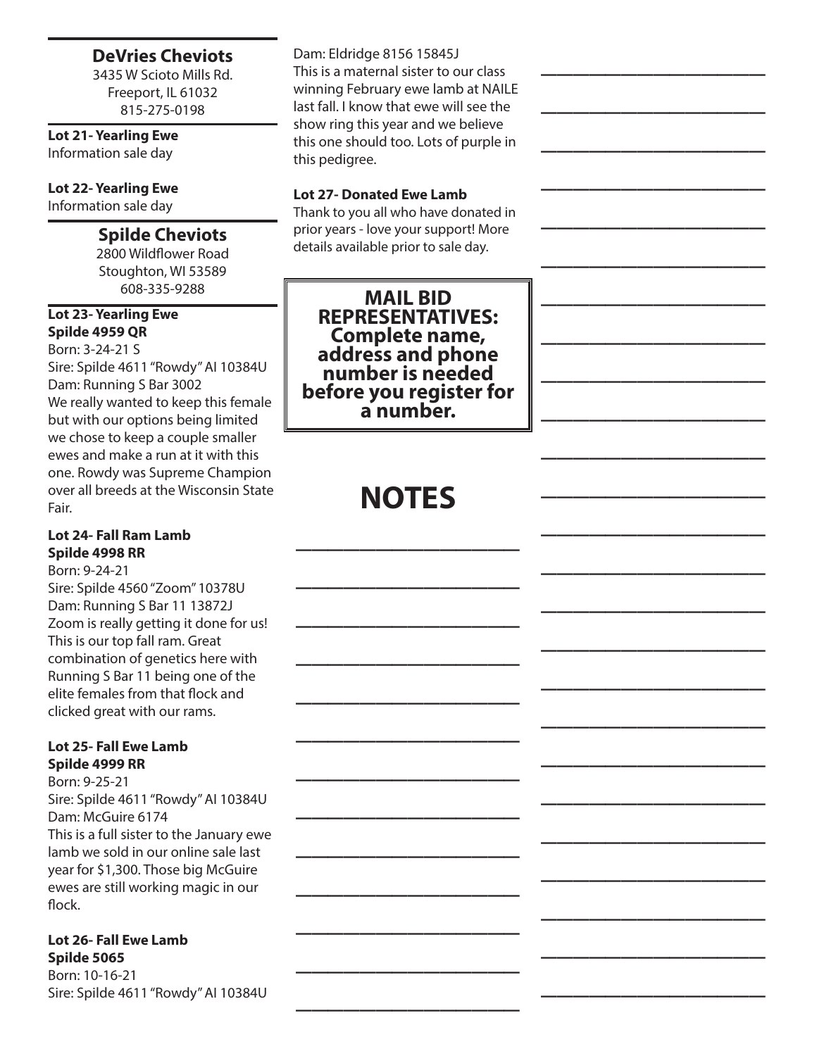## DeVries Cheviots

3435 W Scioto Mills Rd.
Freeport, IL 61032
815-275-0198

**Lot 21- Yearling Ewe**
Information sale day

**Lot 22- Yearling Ewe**
Information sale day

## Spilde Cheviots

2800 Wildflower Road
Stoughton, WI 53589
608-335-9288

**Lot 23- Yearling Ewe**
**Spilde 4959 QR**
Born: 3-24-21 S
Sire: Spilde 4611 "Rowdy" AI 10384U
Dam: Running S Bar 3002
We really wanted to keep this female but with our options being limited we chose to keep a couple smaller ewes and make a run at it with this one. Rowdy was Supreme Champion over all breeds at the Wisconsin State Fair.

**Lot 24- Fall Ram Lamb**
**Spilde 4998 RR**
Born: 9-24-21
Sire: Spilde 4560 "Zoom" 10378U
Dam: Running S Bar 11 13872J
Zoom is really getting it done for us! This is our top fall ram. Great combination of genetics here with Running S Bar 11 being one of the elite females from that flock and clicked great with our rams.

**Lot 25- Fall Ewe Lamb**
**Spilde 4999 RR**
Born: 9-25-21
Sire: Spilde 4611 "Rowdy" AI 10384U
Dam: McGuire 6174
This is a full sister to the January ewe lamb we sold in our online sale last year for $1,300. Those big McGuire ewes are still working magic in our flock.

**Lot 26- Fall Ewe Lamb**
**Spilde 5065**
Born: 10-16-21
Sire: Spilde 4611 "Rowdy" AI 10384U
Dam: Eldridge 8156 15845J
This is a maternal sister to our class winning February ewe lamb at NAILE last fall. I know that ewe will see the show ring this year and we believe this one should too. Lots of purple in this pedigree.

**Lot 27- Donated Ewe Lamb**
Thank to you all who have donated in prior years - love your support! More details available prior to sale day.

**MAIL BID REPRESENTATIVES: Complete name, address and phone number is needed before you register for a number.**

# NOTES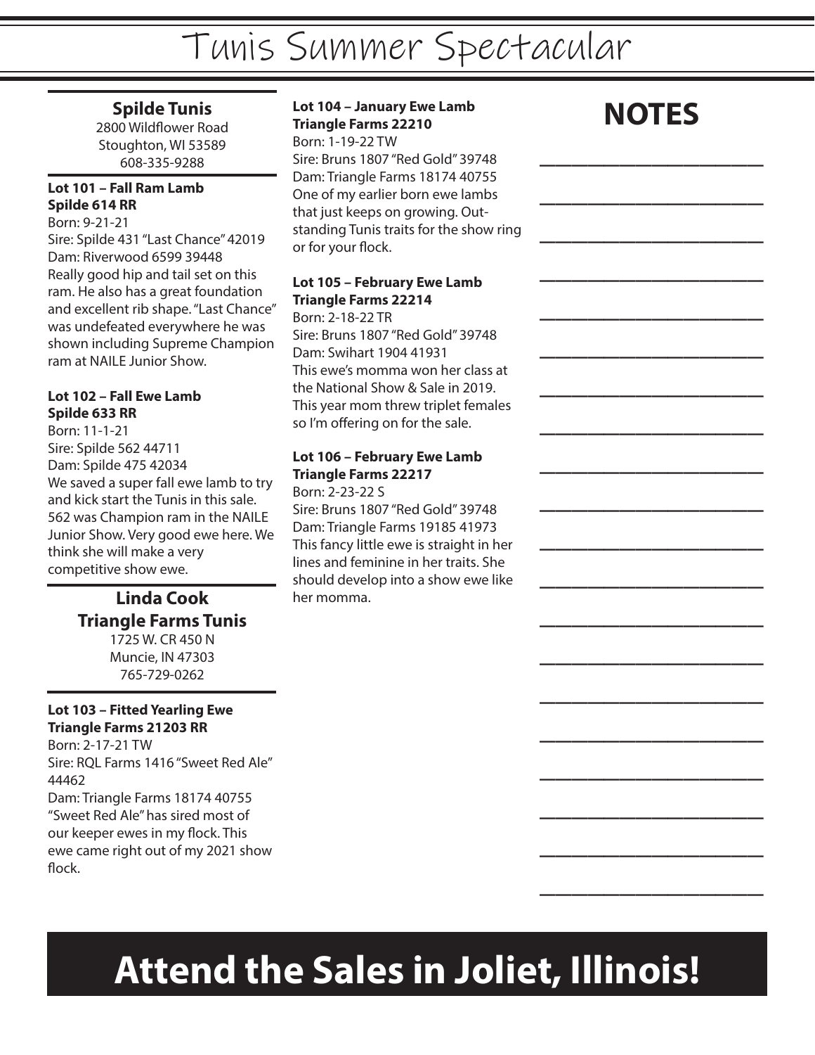# Tunis Summer Spectacular

## Spilde Tunis

2800 Wildflower Road
Stoughton, WI 53589
608-335-9288

**Lot 101 – Fall Ram Lamb**
**Spilde 614 RR**
Born: 9-21-21
Sire: Spilde 431 "Last Chance" 42019
Dam: Riverwood 6599 39448
Really good hip and tail set on this ram. He also has a great foundation and excellent rib shape. "Last Chance" was undefeated everywhere he was shown including Supreme Champion ram at NAILE Junior Show.

**Lot 102 – Fall Ewe Lamb**
**Spilde 633 RR**
Born: 11-1-21
Sire: Spilde 562 44711
Dam: Spilde 475 42034
We saved a super fall ewe lamb to try and kick start the Tunis in this sale. 562 was Champion ram in the NAILE Junior Show. Very good ewe here. We think she will make a very competitive show ewe.

## Linda Cook
## Triangle Farms Tunis

1725 W. CR 450 N
Muncie, IN 47303
765-729-0262

**Lot 103 – Fitted Yearling Ewe**
**Triangle Farms 21203 RR**
Born: 2-17-21 TW
Sire: RQL Farms 1416 "Sweet Red Ale" 44462
Dam: Triangle Farms 18174 40755
"Sweet Red Ale" has sired most of our keeper ewes in my flock. This ewe came right out of my 2021 show flock.

**Lot 104 – January Ewe Lamb**
**Triangle Farms 22210**
Born: 1-19-22 TW
Sire: Bruns 1807 "Red Gold" 39748
Dam: Triangle Farms 18174 40755
One of my earlier born ewe lambs that just keeps on growing. Outstanding Tunis traits for the show ring or for your flock.

**Lot 105 – February Ewe Lamb**
**Triangle Farms 22214**
Born: 2-18-22 TR
Sire: Bruns 1807 "Red Gold" 39748
Dam: Swihart 1904 41931
This ewe's momma won her class at the National Show & Sale in 2019. This year mom threw triplet females so I'm offering on for the sale.

**Lot 106 – February Ewe Lamb**
**Triangle Farms 22217**
Born: 2-23-22 S
Sire: Bruns 1807 "Red Gold" 39748
Dam: Triangle Farms 19185 41973
This fancy little ewe is straight in her lines and feminine in her traits. She should develop into a show ewe like her momma.

## NOTES

______________________
______________________
______________________
______________________
______________________
______________________
______________________
______________________
______________________
______________________
______________________
______________________
______________________
______________________
______________________
______________________
______________________
______________________
______________________
______________________

# Attend the Sales in Joliet, Illinois!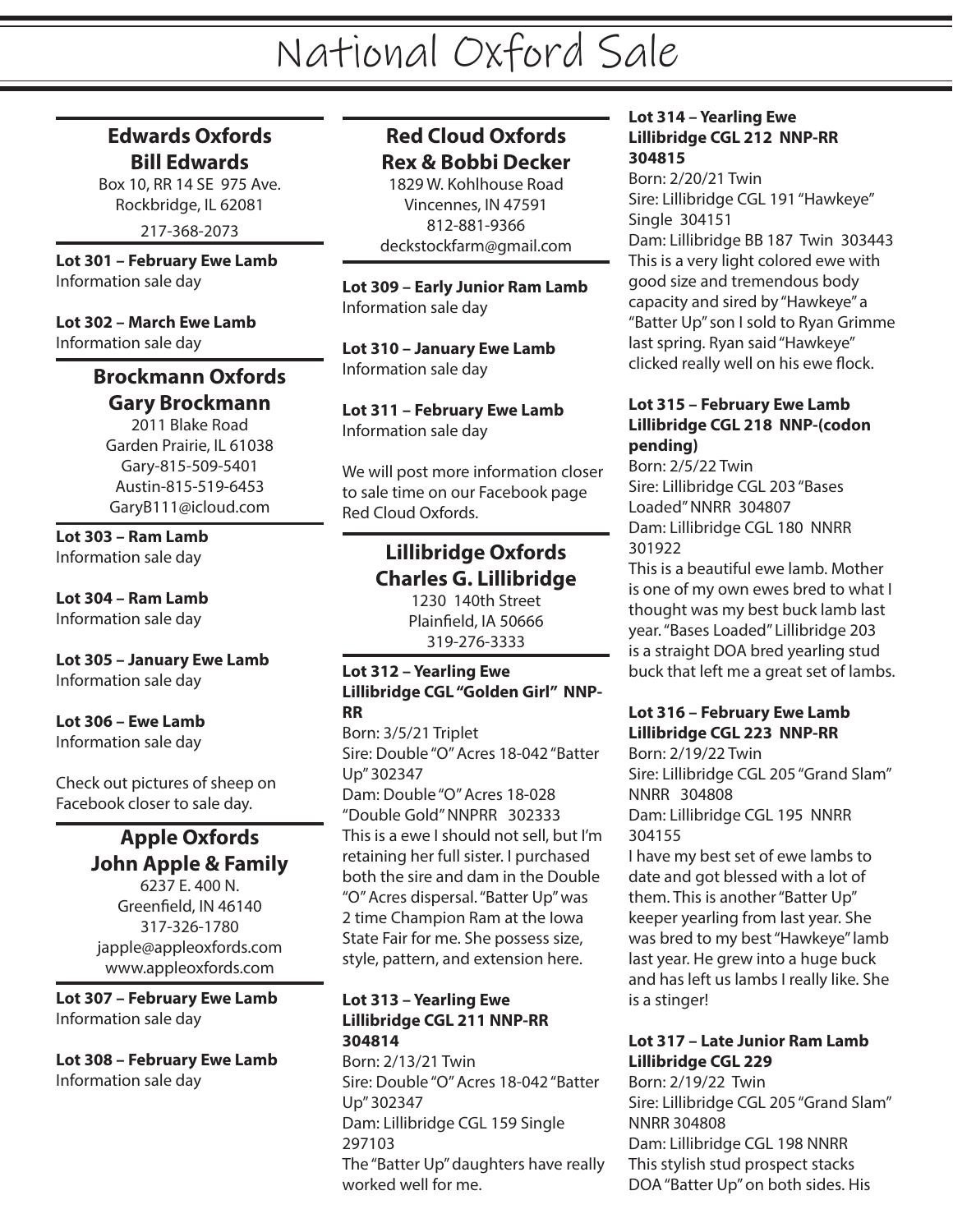# National Oxford Sale

## Edwards Oxfords
## Bill Edwards

Box 10, RR 14 SE 975 Ave.
Rockbridge, IL 62081
217-368-2073

**Lot 301 – February Ewe Lamb**
Information sale day

**Lot 302 – March Ewe Lamb**
Information sale day

## Brockmann Oxfords
## Gary Brockmann

2011 Blake Road
Garden Prairie, IL 61038
Gary-815-509-5401
Austin-815-519-6453
GaryB111@icloud.com

**Lot 303 – Ram Lamb**
Information sale day

**Lot 304 – Ram Lamb**
Information sale day

**Lot 305 – January Ewe Lamb**
Information sale day

**Lot 306 – Ewe Lamb**
Information sale day

Check out pictures of sheep on Facebook closer to sale day.

## Apple Oxfords
## John Apple & Family

6237 E. 400 N.
Greenfield, IN 46140
317-326-1780
japple@appleoxfords.com
www.appleoxfords.com

**Lot 307 – February Ewe Lamb**
Information sale day

**Lot 308 – February Ewe Lamb**
Information sale day

## Red Cloud Oxfords
## Rex & Bobbi Decker

1829 W. Kohlhouse Road
Vincennes, IN 47591
812-881-9366
deckstockfarm@gmail.com

**Lot 309 – Early Junior Ram Lamb**
Information sale day

**Lot 310 – January Ewe Lamb**
Information sale day

**Lot 311 – February Ewe Lamb**
Information sale day

We will post more information closer to sale time on our Facebook page Red Cloud Oxfords.

## Lillibridge Oxfords
## Charles G. Lillibridge

1230 140th Street
Plainfield, IA 50666
319-276-3333

**Lot 312 – Yearling Ewe**
**Lillibridge CGL "Golden Girl" NNP-RR**
Born: 3/5/21 Triplet
Sire: Double "O" Acres 18-042 "Batter Up" 302347
Dam: Double "O" Acres 18-028 "Double Gold" NNPRR 302333
This is a ewe I should not sell, but I'm retaining her full sister. I purchased both the sire and dam in the Double "O" Acres dispersal. "Batter Up" was 2 time Champion Ram at the Iowa State Fair for me. She possess size, style, pattern, and extension here.

**Lot 313 – Yearling Ewe**
**Lillibridge CGL 211 NNP-RR 304814**
Born: 2/13/21 Twin
Sire: Double "O" Acres 18-042 "Batter Up" 302347
Dam: Lillibridge CGL 159 Single 297103
The "Batter Up" daughters have really worked well for me.

**Lot 314 – Yearling Ewe**
**Lillibridge CGL 212 NNP-RR 304815**
Born: 2/20/21 Twin
Sire: Lillibridge CGL 191 "Hawkeye" Single 304151
Dam: Lillibridge BB 187 Twin 303443
This is a very light colored ewe with good size and tremendous body capacity and sired by "Hawkeye" a "Batter Up" son I sold to Ryan Grimme last spring. Ryan said "Hawkeye" clicked really well on his ewe flock.

**Lot 315 – February Ewe Lamb**
**Lillibridge CGL 218 NNP-(codon pending)**
Born: 2/5/22 Twin
Sire: Lillibridge CGL 203 "Bases Loaded" NNRR 304807
Dam: Lillibridge CGL 180 NNRR 301922
This is a beautiful ewe lamb. Mother is one of my own ewes bred to what I thought was my best buck lamb last year. "Bases Loaded" Lillibridge 203 is a straight DOA bred yearling stud buck that left me a great set of lambs.

**Lot 316 – February Ewe Lamb**
**Lillibridge CGL 223 NNP-RR**
Born: 2/19/22 Twin
Sire: Lillibridge CGL 205 "Grand Slam" NNRR 304808
Dam: Lillibridge CGL 195 NNRR 304155
I have my best set of ewe lambs to date and got blessed with a lot of them. This is another "Batter Up" keeper yearling from last year. She was bred to my best "Hawkeye" lamb last year. He grew into a huge buck and has left us lambs I really like. She is a stinger!

**Lot 317 – Late Junior Ram Lamb**
**Lillibridge CGL 229**
Born: 2/19/22 Twin
Sire: Lillibridge CGL 205 "Grand Slam" NNRR 304808
Dam: Lillibridge CGL 198 NNRR
This stylish stud prospect stacks DOA "Batter Up" on both sides. His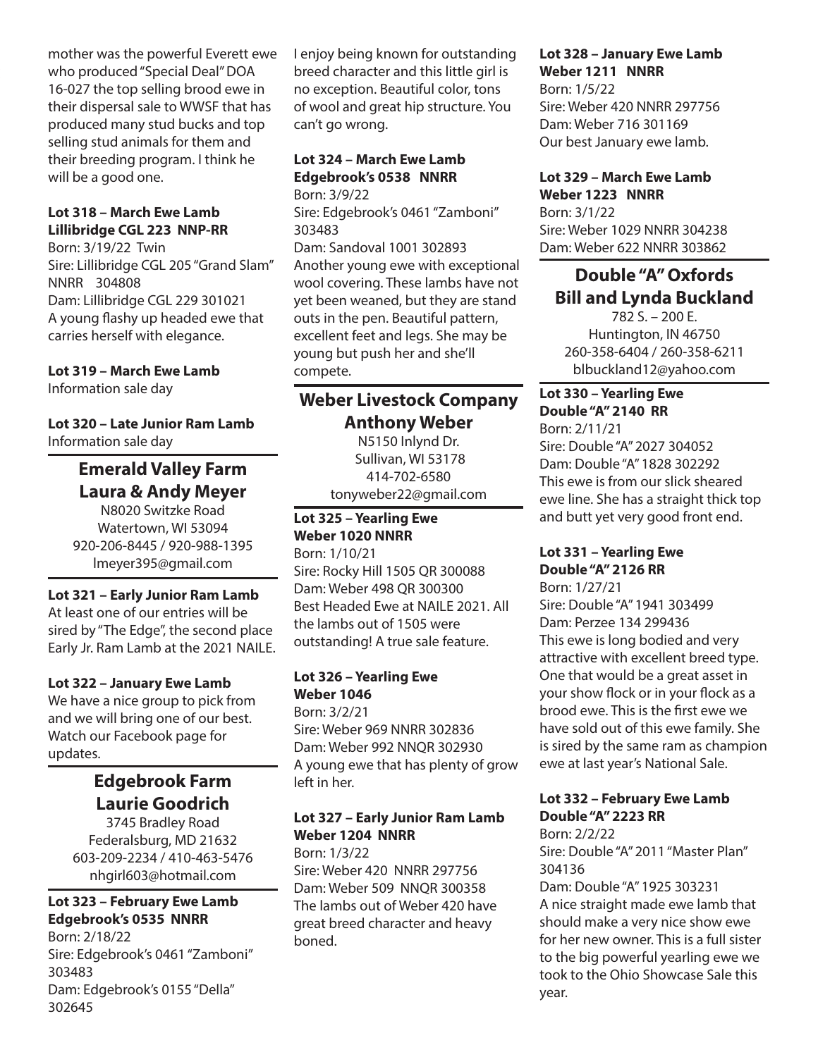mother was the powerful Everett ewe who produced "Special Deal" DOA 16-027 the top selling brood ewe in their dispersal sale to WWSF that has produced many stud bucks and top selling stud animals for them and their breeding program. I think he will be a good one.

**Lot 318 – March Ewe Lamb**
**Lillibridge CGL 223 NNP-RR**
Born: 3/19/22 Twin
Sire: Lillibridge CGL 205 "Grand Slam" NNRR 304808
Dam: Lillibridge CGL 229 301021
A young flashy up headed ewe that carries herself with elegance.

**Lot 319 – March Ewe Lamb**
Information sale day

**Lot 320 – Late Junior Ram Lamb**
Information sale day

## Emerald Valley Farm
## Laura & Andy Meyer

N8020 Switzke Road
Watertown, WI 53094
920-206-8445 / 920-988-1395
lmeyer395@gmail.com

**Lot 321 – Early Junior Ram Lamb**
At least one of our entries will be sired by "The Edge", the second place Early Jr. Ram Lamb at the 2021 NAILE.

**Lot 322 – January Ewe Lamb**
We have a nice group to pick from and we will bring one of our best. Watch our Facebook page for updates.

## Edgebrook Farm
## Laurie Goodrich

3745 Bradley Road
Federalsburg, MD 21632
603-209-2234 / 410-463-5476
nhgirl603@hotmail.com

**Lot 323 – February Ewe Lamb**
**Edgebrook's 0535 NNRR**
Born: 2/18/22
Sire: Edgebrook's 0461 "Zamboni" 303483
Dam: Edgebrook's 0155 "Della" 302645
I enjoy being known for outstanding breed character and this little girl is no exception. Beautiful color, tons of wool and great hip structure. You can't go wrong.

**Lot 324 – March Ewe Lamb**
**Edgebrook's 0538 NNRR**
Born: 3/9/22
Sire: Edgebrook's 0461 "Zamboni" 303483
Dam: Sandoval 1001 302893
Another young ewe with exceptional wool covering. These lambs have not yet been weaned, but they are stand outs in the pen. Beautiful pattern, excellent feet and legs. She may be young but push her and she'll compete.

## Weber Livestock Company
## Anthony Weber

N5150 Inlynd Dr.
Sullivan, WI 53178
414-702-6580
tonyweber22@gmail.com

**Lot 325 – Yearling Ewe**
**Weber 1020 NNRR**
Born: 1/10/21
Sire: Rocky Hill 1505 QR 300088
Dam: Weber 498 QR 300300
Best Headed Ewe at NAILE 2021. All the lambs out of 1505 were outstanding! A true sale feature.

**Lot 326 – Yearling Ewe**
**Weber 1046**
Born: 3/2/21
Sire: Weber 969 NNRR 302836
Dam: Weber 992 NNQR 302930
A young ewe that has plenty of grow left in her.

**Lot 327 – Early Junior Ram Lamb**
**Weber 1204 NNRR**
Born: 1/3/22
Sire: Weber 420 NNRR 297756
Dam: Weber 509 NNQR 300358
The lambs out of Weber 420 have great breed character and heavy boned.

**Lot 328 – January Ewe Lamb**
**Weber 1211 NNRR**
Born: 1/5/22
Sire: Weber 420 NNRR 297756
Dam: Weber 716 301169
Our best January ewe lamb.

**Lot 329 – March Ewe Lamb**
**Weber 1223 NNRR**
Born: 3/1/22
Sire: Weber 1029 NNRR 304238
Dam: Weber 622 NNRR 303862

## Double "A" Oxfords
## Bill and Lynda Buckland

782 S. – 200 E.
Huntington, IN 46750
260-358-6404 / 260-358-6211
blbuckland12@yahoo.com

**Lot 330 – Yearling Ewe**
**Double "A" 2140 RR**
Born: 2/11/21
Sire: Double "A" 2027 304052
Dam: Double "A" 1828 302292
This ewe is from our slick sheared ewe line. She has a straight thick top and butt yet very good front end.

**Lot 331 – Yearling Ewe**
**Double "A" 2126 RR**
Born: 1/27/21
Sire: Double "A" 1941 303499
Dam: Perzee 134 299436
This ewe is long bodied and very attractive with excellent breed type. One that would be a great asset in your show flock or in your flock as a brood ewe. This is the first ewe we have sold out of this ewe family. She is sired by the same ram as champion ewe at last year's National Sale.

**Lot 332 – February Ewe Lamb**
**Double "A" 2223 RR**
Born: 2/2/22
Sire: Double "A" 2011 "Master Plan" 304136
Dam: Double "A" 1925 303231
A nice straight made ewe lamb that should make a very nice show ewe for her new owner. This is a full sister to the big powerful yearling ewe we took to the Ohio Showcase Sale this year.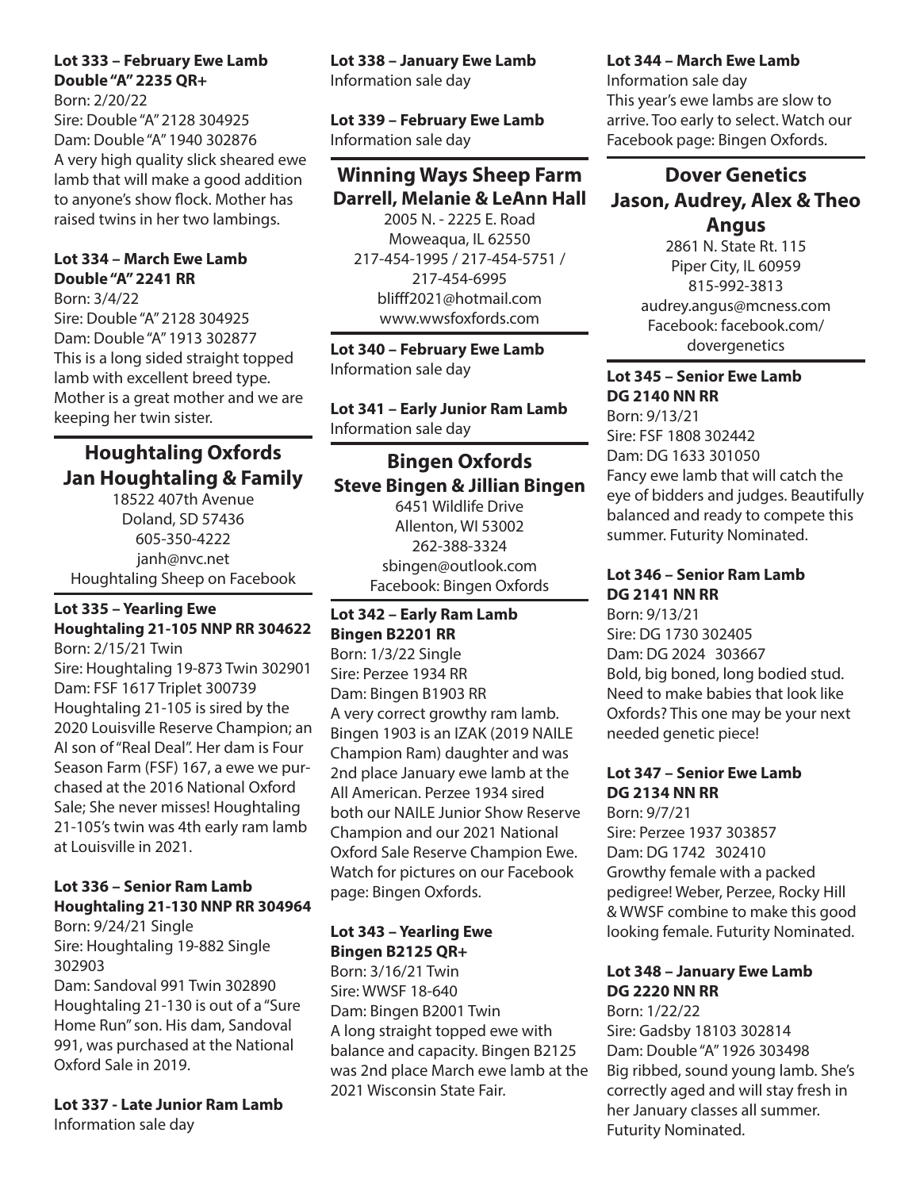**Lot 333 – February Ewe Lamb**
**Double "A" 2235 QR+**

Born: 2/20/22
Sire: Double "A" 2128 304925
Dam: Double "A" 1940 302876
A very high quality slick sheared ewe lamb that will make a good addition to anyone's show flock. Mother has raised twins in her two lambings.

**Lot 334 – March Ewe Lamb**
**Double "A" 2241 RR**

Born: 3/4/22
Sire: Double "A" 2128 304925
Dam: Double "A" 1913 302877
This is a long sided straight topped lamb with excellent breed type. Mother is a great mother and we are keeping her twin sister.

## Houghtaling Oxfords
### Jan Houghtaling & Family

18522 407th Avenue
Doland, SD 57436
605-350-4222
janh@nvc.net
Houghtaling Sheep on Facebook

**Lot 335 – Yearling Ewe**
**Houghtaling 21-105 NNP RR 304622**

Born: 2/15/21 Twin
Sire: Houghtaling 19-873 Twin 302901
Dam: FSF 1617 Triplet 300739
Houghtaling 21-105 is sired by the 2020 Louisville Reserve Champion; an AI son of "Real Deal". Her dam is Four Season Farm (FSF) 167, a ewe we purchased at the 2016 National Oxford Sale; She never misses! Houghtaling 21-105's twin was 4th early ram lamb at Louisville in 2021.

**Lot 336 – Senior Ram Lamb**
**Houghtaling 21-130 NNP RR 304964**

Born: 9/24/21 Single
Sire: Houghtaling 19-882 Single 302903
Dam: Sandoval 991 Twin 302890
Houghtaling 21-130 is out of a "Sure Home Run" son. His dam, Sandoval 991, was purchased at the National Oxford Sale in 2019.

**Lot 337 - Late Junior Ram Lamb**
Information sale day

**Lot 338 – January Ewe Lamb**
Information sale day

**Lot 339 – February Ewe Lamb**
Information sale day

## Winning Ways Sheep Farm
### Darrell, Melanie & LeAnn Hall

2005 N. - 2225 E. Road
Moweaqua, IL 62550
217-454-1995 / 217-454-5751 / 217-454-6995
blifff2021@hotmail.com
www.wwsfoxfords.com

**Lot 340 – February Ewe Lamb**
Information sale day

**Lot 341 – Early Junior Ram Lamb**
Information sale day

## Bingen Oxfords
### Steve Bingen & Jillian Bingen

6451 Wildlife Drive
Allenton, WI 53002
262-388-3324
sbingen@outlook.com
Facebook: Bingen Oxfords

**Lot 342 – Early Ram Lamb**
**Bingen B2201 RR**

Born: 1/3/22 Single
Sire: Perzee 1934 RR
Dam: Bingen B1903 RR
A very correct growthy ram lamb. Bingen 1903 is an IZAK (2019 NAILE Champion Ram) daughter and was 2nd place January ewe lamb at the All American. Perzee 1934 sired both our NAILE Junior Show Reserve Champion and our 2021 National Oxford Sale Reserve Champion Ewe. Watch for pictures on our Facebook page: Bingen Oxfords.

**Lot 343 – Yearling Ewe**
**Bingen B2125 QR+**

Born: 3/16/21 Twin
Sire: WWSF 18-640
Dam: Bingen B2001 Twin
A long straight topped ewe with balance and capacity. Bingen B2125 was 2nd place March ewe lamb at the 2021 Wisconsin State Fair.

**Lot 344 – March Ewe Lamb**
Information sale day
This year's ewe lambs are slow to arrive. Too early to select. Watch our Facebook page: Bingen Oxfords.

## Dover Genetics
### Jason, Audrey, Alex & Theo Angus

2861 N. State Rt. 115
Piper City, IL 60959
815-992-3813
audrey.angus@mcness.com
Facebook: facebook.com/dovergenetics

**Lot 345 – Senior Ewe Lamb**
**DG 2140 NN RR**

Born: 9/13/21
Sire: FSF 1808 302442
Dam: DG 1633 301050
Fancy ewe lamb that will catch the eye of bidders and judges. Beautifully balanced and ready to compete this summer. Futurity Nominated.

**Lot 346 – Senior Ram Lamb**
**DG 2141 NN RR**

Born: 9/13/21
Sire: DG 1730 302405
Dam: DG 2024 303667
Bold, big boned, long bodied stud. Need to make babies that look like Oxfords? This one may be your next needed genetic piece!

**Lot 347 – Senior Ewe Lamb**
**DG 2134 NN RR**

Born: 9/7/21
Sire: Perzee 1937 303857
Dam: DG 1742 302410
Growthy female with a packed pedigree! Weber, Perzee, Rocky Hill & WWSF combine to make this good looking female. Futurity Nominated.

**Lot 348 – January Ewe Lamb**
**DG 2220 NN RR**

Born: 1/22/22
Sire: Gadsby 18103 302814
Dam: Double "A" 1926 303498
Big ribbed, sound young lamb. She's correctly aged and will stay fresh in her January classes all summer. Futurity Nominated.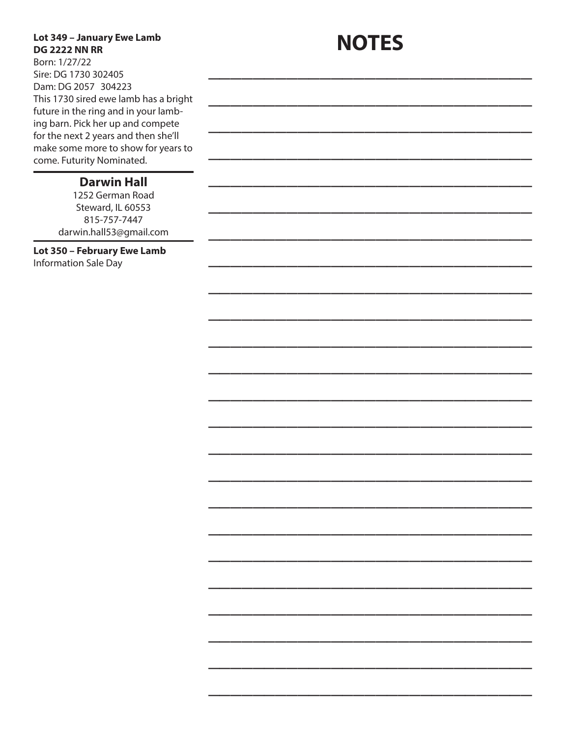**Lot 349 – January Ewe Lamb**
**DG 2222 NN RR**
Born: 1/27/22
Sire: DG 1730 302405
Dam: DG 2057 304223
This 1730 sired ewe lamb has a bright future in the ring and in your lambing barn. Pick her up and compete for the next 2 years and then she'll make some more to show for years to come. Futurity Nominated.

---

## Darwin Hall

1252 German Road
Steward, IL 60553
815-757-7447
darwin.hall53@gmail.com

---

**Lot 350 – February Ewe Lamb**
Information Sale Day

# NOTES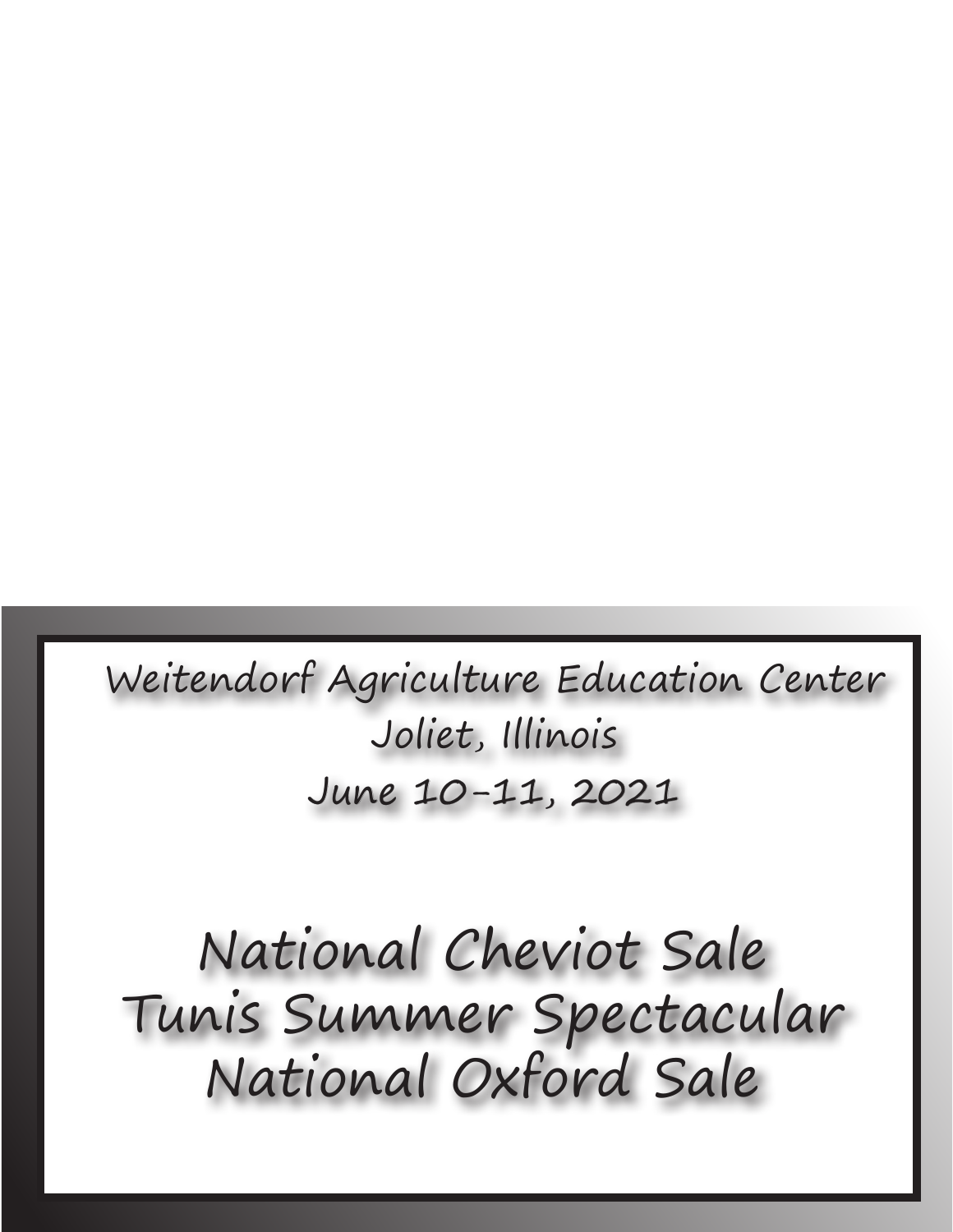Weitendorf Agriculture Education Center
Joliet, Illinois
June 10-11, 2021

# National Cheviot Sale
# Tunis Summer Spectacular
# National Oxford Sale